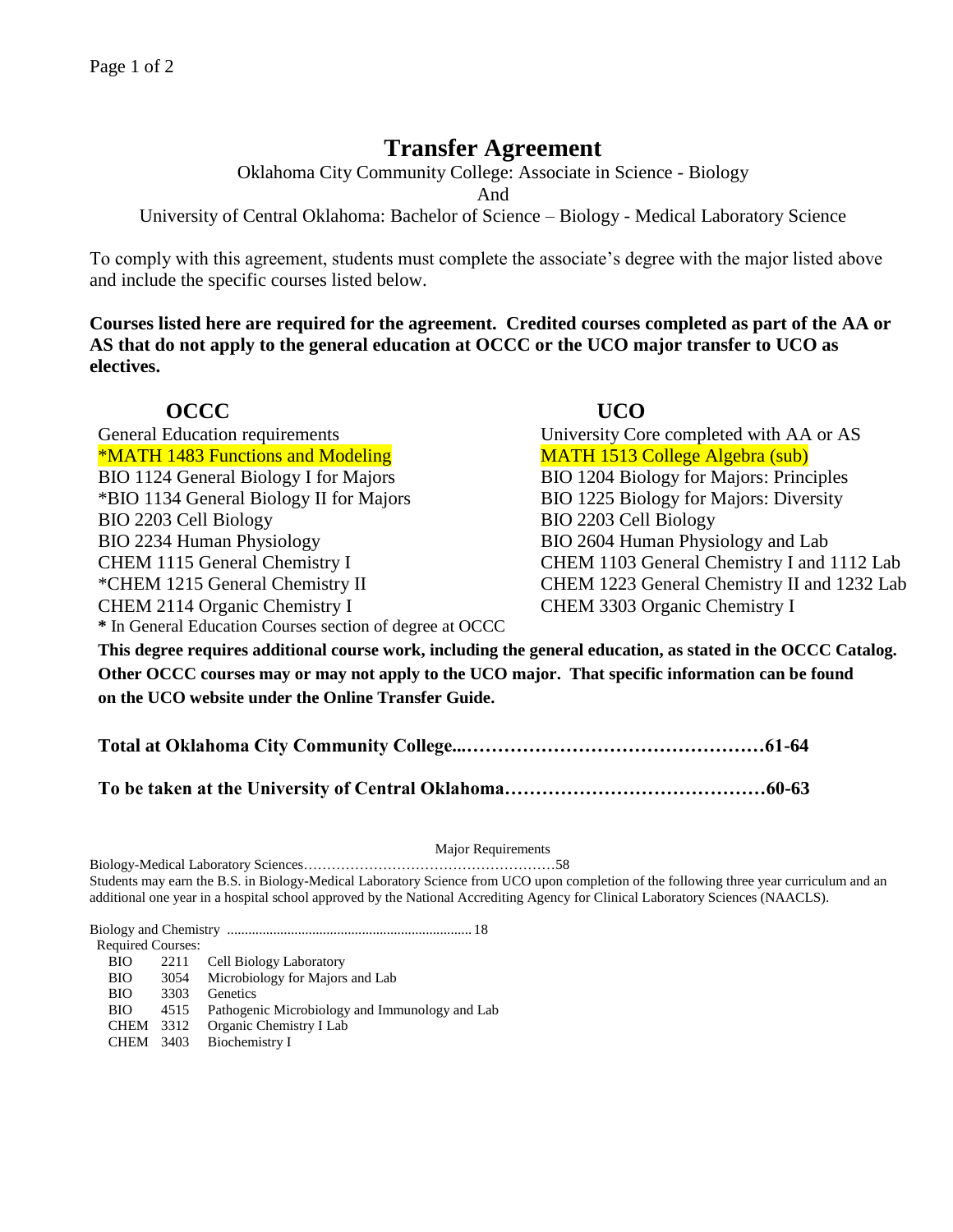# Transfer Agreement

Oklahoma City Community College: Associate in Science - Biology

And

University of Central Oklahoma: Bachelor of Science – Biology - Medical Laboratory Science

To comply with this agreement, students must complete the associate's degree with the major listed above and include the specific courses listed below.

**Courses listed here are required for the agreement. Credited courses completed as part of the AA or AS that do not apply to the general education at OCCC or the UCO major transfer to UCO as electives.**

| OCCC | UCO |
|---|---|
| General Education requirements | University Core completed with AA or AS |
| *MATH 1483 Functions and Modeling | MATH 1513 College Algebra (sub) |
| BIO 1124 General Biology I for Majors | BIO 1204 Biology for Majors: Principles |
| *BIO 1134 General Biology II for Majors | BIO 1225 Biology for Majors: Diversity |
| BIO 2203 Cell Biology | BIO 2203 Cell Biology |
| BIO 2234 Human Physiology | BIO 2604 Human Physiology and Lab |
| CHEM 1115 General Chemistry I | CHEM 1103 General Chemistry I and 1112 Lab |
| *CHEM 1215 General Chemistry II | CHEM 1223 General Chemistry II and 1232 Lab |
| CHEM 2114 Organic Chemistry I | CHEM 3303 Organic Chemistry I |

**\*** In General Education Courses section of degree at OCCC

**This degree requires additional course work, including the general education, as stated in the OCCC Catalog. Other OCCC courses may or may not apply to the UCO major. That specific information can be found on the UCO website under the Online Transfer Guide.**

**Total at Oklahoma City Community College...……………………………………………61-64**

**To be taken at the University of Central Oklahoma……………………………………60-63**

Major Requirements

Biology-Medical Laboratory Sciences………………………………………………58

Students may earn the B.S. in Biology-Medical Laboratory Science from UCO upon completion of the following three year curriculum and an additional one year in a hospital school approved by the National Accrediting Agency for Clinical Laboratory Sciences (NAACLS).

Biology and Chemistry .................................................................... 18

Required Courses:

| | | |
|---|---|---|
| BIO | 2211 | Cell Biology Laboratory |
| BIO | 3054 | Microbiology for Majors and Lab |
| BIO | 3303 | Genetics |
| BIO | 4515 | Pathogenic Microbiology and Immunology and Lab |
| CHEM | 3312 | Organic Chemistry I Lab |
| CHEM | 3403 | Biochemistry I |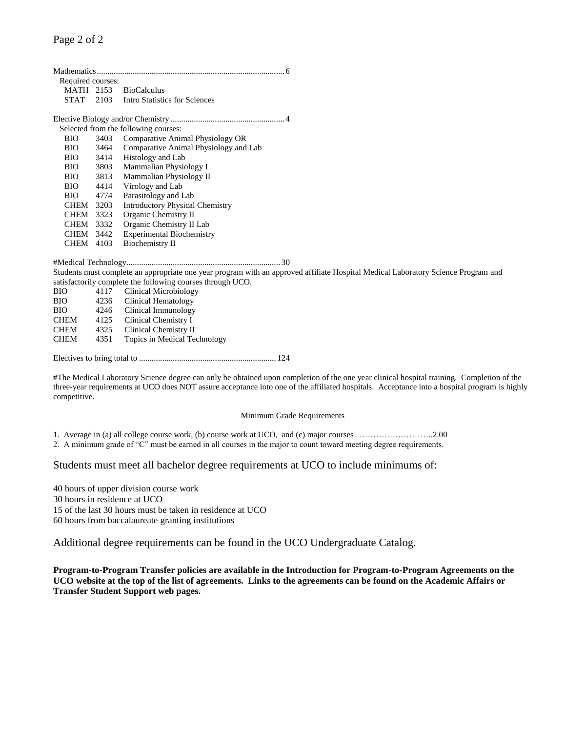Mathematics........................................................................................ 6

Required courses:

| | | |
|---|---|---|
| MATH | 2153 | BioCalculus |
| STAT | 2103 | Intro Statistics for Sciences |

Elective Biology and/or Chemistry ...................................................... 4

Selected from the following courses:

| | | |
|---|---|---|
| BIO | 3403 | Comparative Animal Physiology OR |
| BIO | 3464 | Comparative Animal Physiology and Lab |
| BIO | 3414 | Histology and Lab |
| BIO | 3803 | Mammalian Physiology I |
| BIO | 3813 | Mammalian Physiology II |
| BIO | 4414 | Virology and Lab |
| BIO | 4774 | Parasitology and Lab |
| CHEM | 3203 | Introductory Physical Chemistry |
| CHEM | 3323 | Organic Chemistry II |
| CHEM | 3332 | Organic Chemistry II Lab |
| CHEM | 3442 | Experimental Biochemistry |
| CHEM | 4103 | Biochemistry II |

#Medical Technology......................................................................... 30

Students must complete an appropriate one year program with an approved affiliate Hospital Medical Laboratory Science Program and satisfactorily complete the following courses through UCO.

| | | |
|---|---|---|
| BIO | 4117 | Clinical Microbiology |
| BIO | 4236 | Clinical Hematology |
| BIO | 4246 | Clinical Immunology |
| CHEM | 4125 | Clinical Chemistry I |
| CHEM | 4325 | Clinical Chemistry II |
| CHEM | 4351 | Topics in Medical Technology |

Electives to bring total to ................................................................ 124

#The Medical Laboratory Science degree can only be obtained upon completion of the one year clinical hospital training. Completion of the three-year requirements at UCO does NOT assure acceptance into one of the affiliated hospitals. Acceptance into a hospital program is highly competitive.

Minimum Grade Requirements

1. Average in (a) all college course work, (b) course work at UCO, and (c) major courses………………………..2.00
2. A minimum grade of "C" must be earned in all courses in the major to count toward meeting degree requirements.

Students must meet all bachelor degree requirements at UCO to include minimums of:

40 hours of upper division course work
30 hours in residence at UCO
15 of the last 30 hours must be taken in residence at UCO
60 hours from baccalaureate granting institutions

Additional degree requirements can be found in the UCO Undergraduate Catalog.

**Program-to-Program Transfer policies are available in the Introduction for Program-to-Program Agreements on the UCO website at the top of the list of agreements. Links to the agreements can be found on the Academic Affairs or Transfer Student Support web pages.**